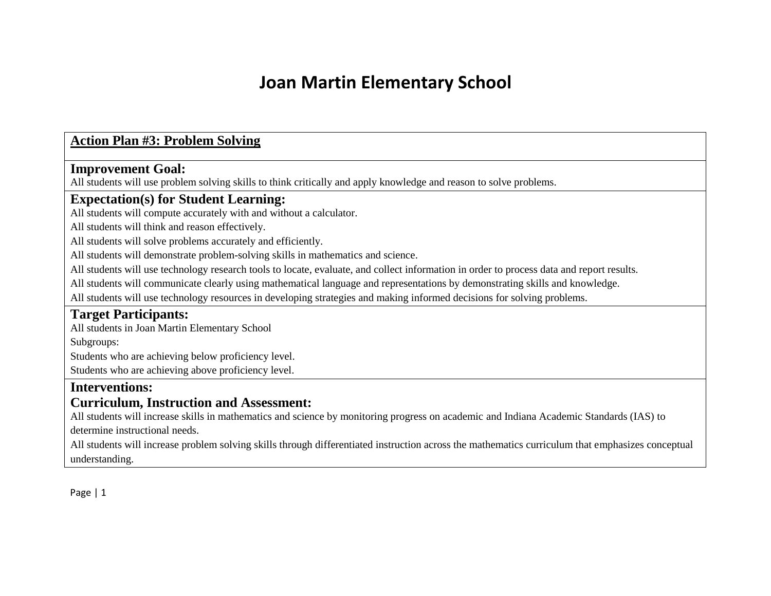# Joan Martin Elementary School

## Action Plan #3: Problem Solving

### Improvement Goal:

All students will use problem solving skills to think critically and apply knowledge and reason to solve problems.

### Expectation(s) for Student Learning:

All students will compute accurately with and without a calculator.

All students will think and reason effectively.

All students will solve problems accurately and efficiently.

All students will demonstrate problem-solving skills in mathematics and science.

All students will use technology research tools to locate, evaluate, and collect information in order to process data and report results.

All students will communicate clearly using mathematical language and representations by demonstrating skills and knowledge.

All students will use technology resources in developing strategies and making informed decisions for solving problems.

### Target Participants:

All students in Joan Martin Elementary School

Subgroups:

Students who are achieving below proficiency level.

Students who are achieving above proficiency level.

### Interventions:

### Curriculum, Instruction and Assessment:

All students will increase skills in mathematics and science by monitoring progress on academic and Indiana Academic Standards (IAS) to determine instructional needs.

All students will increase problem solving skills through differentiated instruction across the mathematics curriculum that emphasizes conceptual understanding.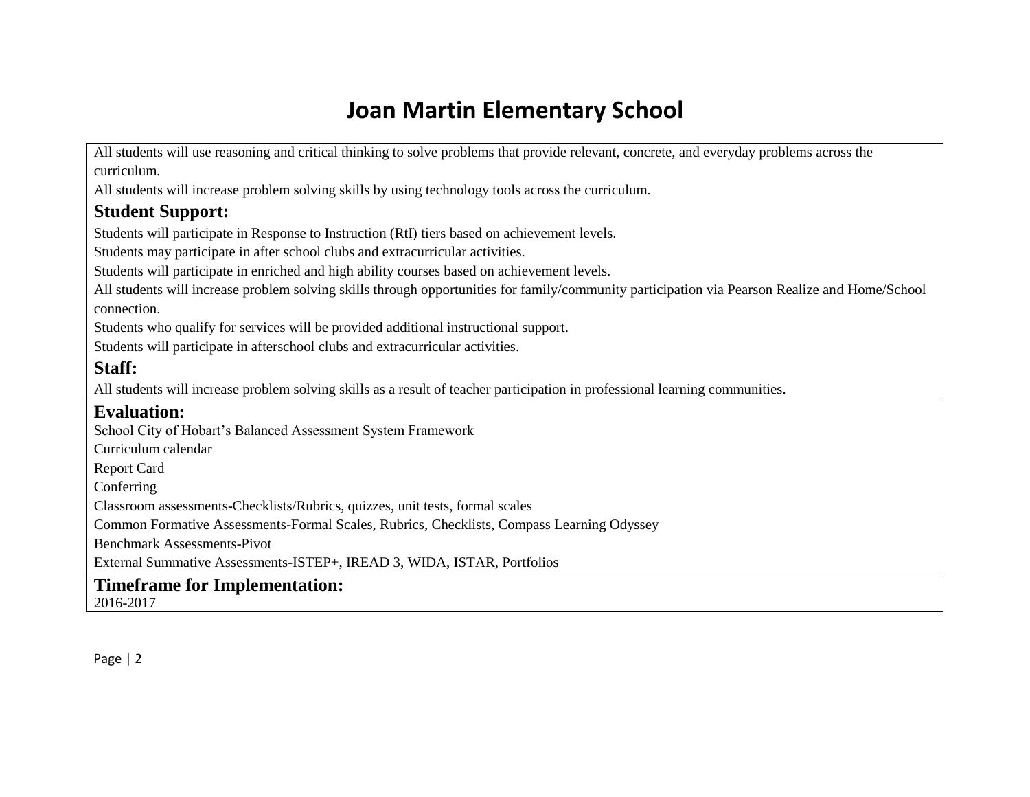# Joan Martin Elementary School

All students will use reasoning and critical thinking to solve problems that provide relevant, concrete, and everyday problems across the curriculum.

All students will increase problem solving skills by using technology tools across the curriculum.

## Student Support:

Students will participate in Response to Instruction (RtI) tiers based on achievement levels.

Students may participate in after school clubs and extracurricular activities.

Students will participate in enriched and high ability courses based on achievement levels.

All students will increase problem solving skills through opportunities for family/community participation via Pearson Realize and Home/School connection.

Students who qualify for services will be provided additional instructional support.

Students will participate in afterschool clubs and extracurricular activities.

## Staff:

All students will increase problem solving skills as a result of teacher participation in professional learning communities.

## Evaluation:

School City of Hobart's Balanced Assessment System Framework

Curriculum calendar

Report Card

Conferring

Classroom assessments-Checklists/Rubrics, quizzes, unit tests, formal scales

Common Formative Assessments-Formal Scales, Rubrics, Checklists, Compass Learning Odyssey

Benchmark Assessments-Pivot

External Summative Assessments-ISTEP+, IREAD 3, WIDA, ISTAR, Portfolios

## Timeframe for Implementation:

2016-2017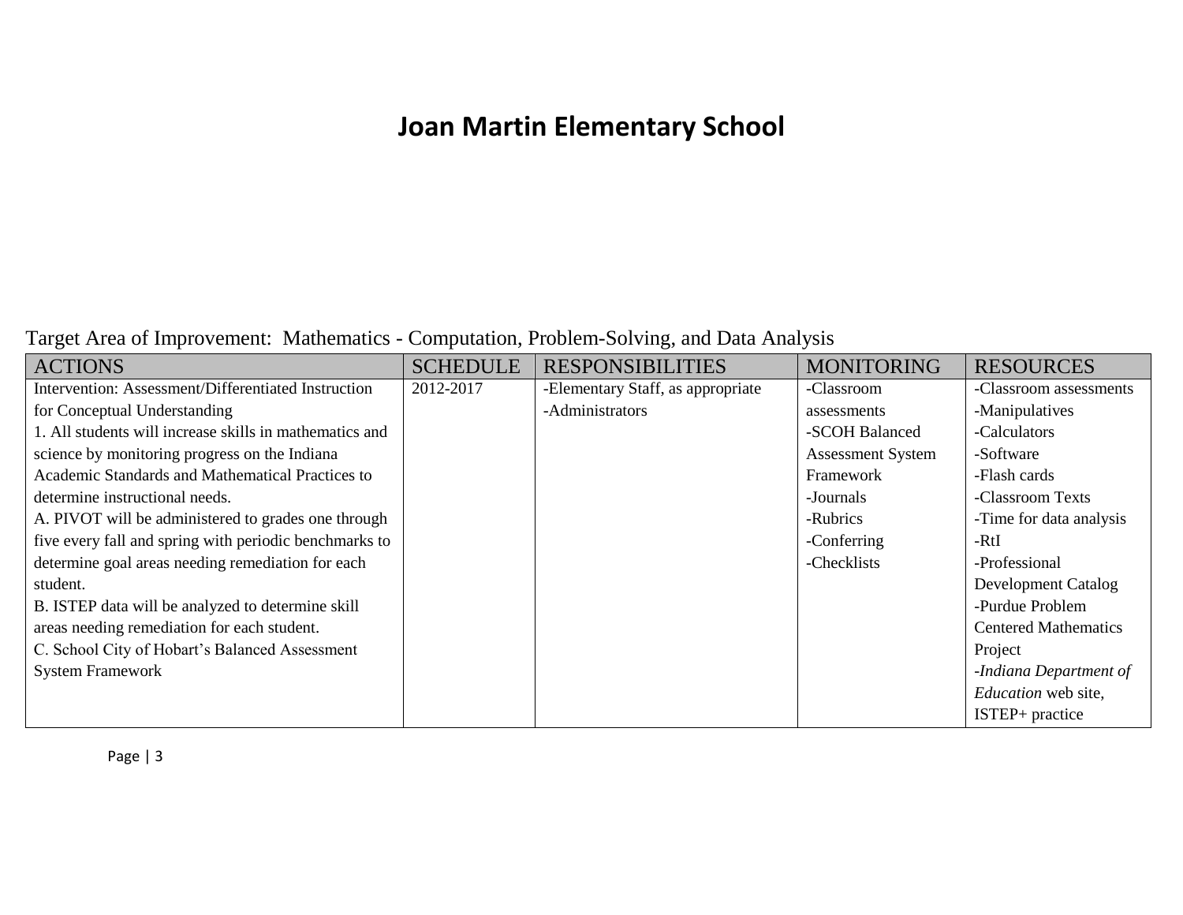# Joan Martin Elementary School

Target Area of Improvement: Mathematics - Computation, Problem-Solving, and Data Analysis

| ACTIONS | SCHEDULE | RESPONSIBILITIES | MONITORING | RESOURCES |
|---|---|---|---|---|
| Intervention: Assessment/Differentiated Instruction for Conceptual Understanding<br>1. All students will increase skills in mathematics and science by monitoring progress on the Indiana Academic Standards and Mathematical Practices to determine instructional needs.<br>A. PIVOT will be administered to grades one through five every fall and spring with periodic benchmarks to determine goal areas needing remediation for each student.<br>B. ISTEP data will be analyzed to determine skill areas needing remediation for each student.<br>C. School City of Hobart's Balanced Assessment System Framework | 2012-2017 | -Elementary Staff, as appropriate<br>-Administrators | -Classroom assessments<br>-SCOH Balanced Assessment System Framework<br>-Journals<br>-Rubrics<br>-Conferring<br>-Checklists | -Classroom assessments<br>-Manipulatives<br>-Calculators<br>-Software<br>-Flash cards<br>-Classroom Texts<br>-Time for data analysis<br>-RtI<br>-Professional Development Catalog<br>-Purdue Problem Centered Mathematics Project<br>-*Indiana Department of Education* web site, ISTEP+ practice |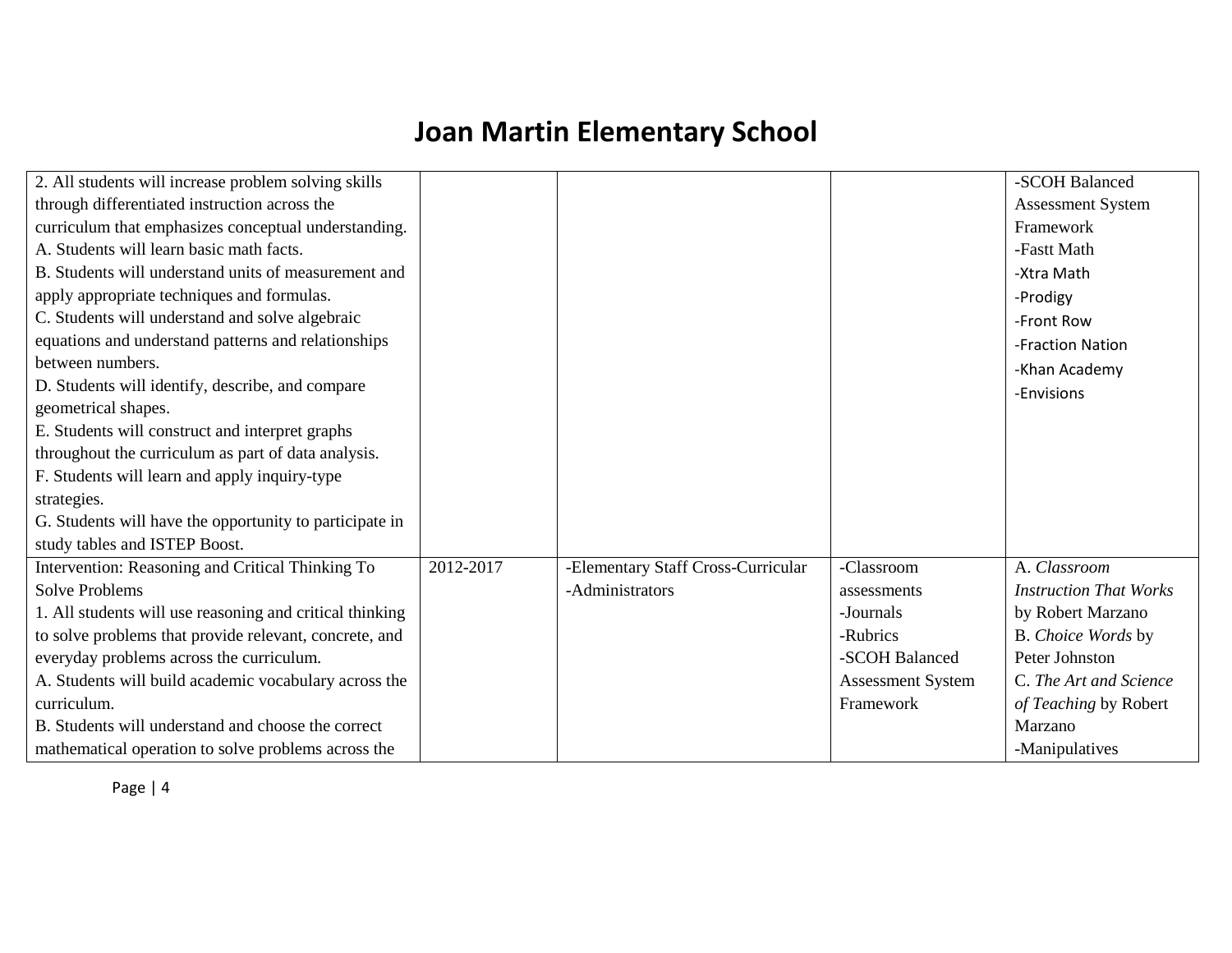# Joan Martin Elementary School

| | | | | |
|---|---|---|---|---|
| 2. All students will increase problem solving skills through differentiated instruction across the curriculum that emphasizes conceptual understanding.<br>A. Students will learn basic math facts.<br>B. Students will understand units of measurement and apply appropriate techniques and formulas.<br>C. Students will understand and solve algebraic equations and understand patterns and relationships between numbers.<br>D. Students will identify, describe, and compare geometrical shapes.<br>E. Students will construct and interpret graphs throughout the curriculum as part of data analysis.<br>F. Students will learn and apply inquiry-type strategies.<br>G. Students will have the opportunity to participate in study tables and ISTEP Boost. | | | | -SCOH Balanced Assessment System Framework<br>-Fastt Math<br>-Xtra Math<br>-Prodigy<br>-Front Row<br>-Fraction Nation<br>-Khan Academy<br>-Envisions |
| Intervention: Reasoning and Critical Thinking To Solve Problems<br>1. All students will use reasoning and critical thinking to solve problems that provide relevant, concrete, and everyday problems across the curriculum.<br>A. Students will build academic vocabulary across the curriculum.<br>B. Students will understand and choose the correct mathematical operation to solve problems across the | 2012-2017 | -Elementary Staff Cross-Curricular<br>-Administrators | -Classroom assessments<br>-Journals<br>-Rubrics<br>-SCOH Balanced Assessment System Framework | A. *Classroom Instruction That Works* by Robert Marzano<br>B. *Choice Words* by Peter Johnston<br>C. *The Art and Science of Teaching* by Robert Marzano<br>-Manipulatives |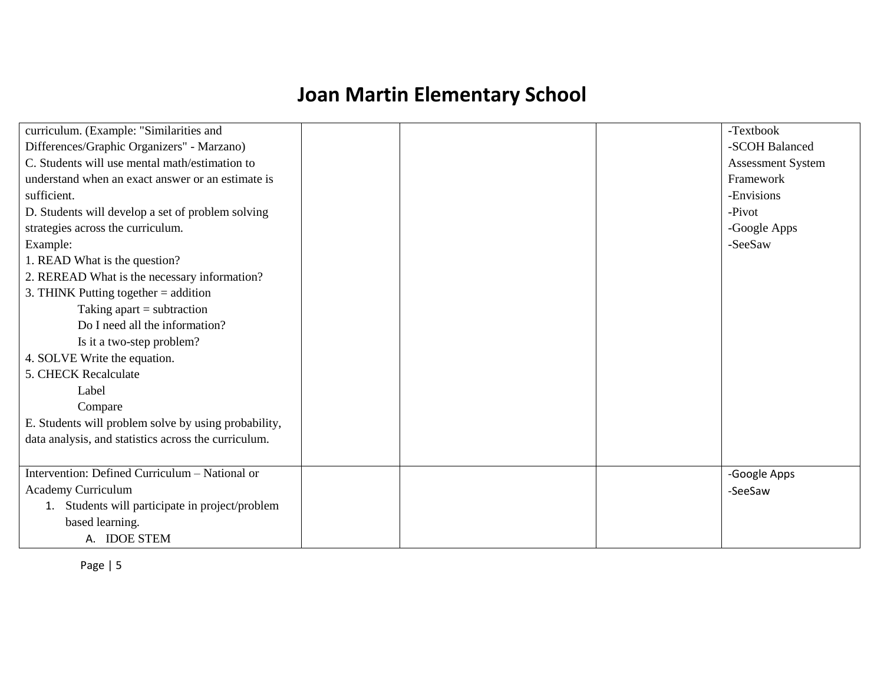# Joan Martin Elementary School

| | | | | |
|---|---|---|---|---|
| curriculum. (Example: "Similarities and Differences/Graphic Organizers" - Marzano)<br>C. Students will use mental math/estimation to understand when an exact answer or an estimate is sufficient.<br>D. Students will develop a set of problem solving strategies across the curriculum.<br>Example:<br>1. READ What is the question?<br>2. REREAD What is the necessary information?<br>3. THINK Putting together = addition<br>Taking apart = subtraction<br>Do I need all the information?<br>Is it a two-step problem?<br>4. SOLVE Write the equation.<br>5. CHECK Recalculate<br>Label<br>Compare<br>E. Students will problem solve by using probability, data analysis, and statistics across the curriculum. | | | | -Textbook<br>-SCOH Balanced Assessment System Framework<br>-Envisions<br>-Pivot<br>-Google Apps<br>-SeeSaw |
| Intervention: Defined Curriculum – National or Academy Curriculum<br>1. Students will participate in project/problem based learning.<br>A. IDOE STEM | | | | -Google Apps<br>-SeeSaw |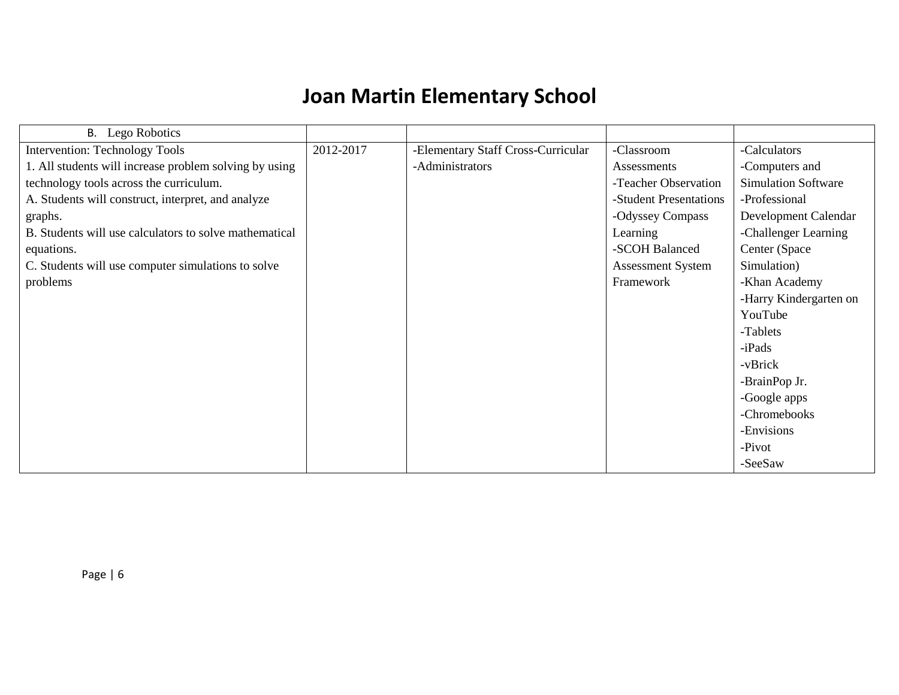# Joan Martin Elementary School

| B. Lego Robotics | | | | |
|---|---|---|---|---|
| Intervention: Technology Tools<br>1. All students will increase problem solving by using technology tools across the curriculum.<br>A. Students will construct, interpret, and analyze graphs.<br>B. Students will use calculators to solve mathematical equations.<br>C. Students will use computer simulations to solve problems | 2012-2017 | -Elementary Staff Cross-Curricular<br>-Administrators | -Classroom Assessments<br>-Teacher Observation<br>-Student Presentations<br>-Odyssey Compass Learning<br>-SCOH Balanced Assessment System Framework | -Calculators<br>-Computers and Simulation Software<br>-Professional Development Calendar<br>-Challenger Learning Center (Space Simulation)<br>-Khan Academy<br>-Harry Kindergarten on YouTube<br>-Tablets<br>-iPads<br>-vBrick<br>-BrainPop Jr.<br>-Google apps<br>-Chromebooks<br>-Envisions<br>-Pivot<br>-SeeSaw |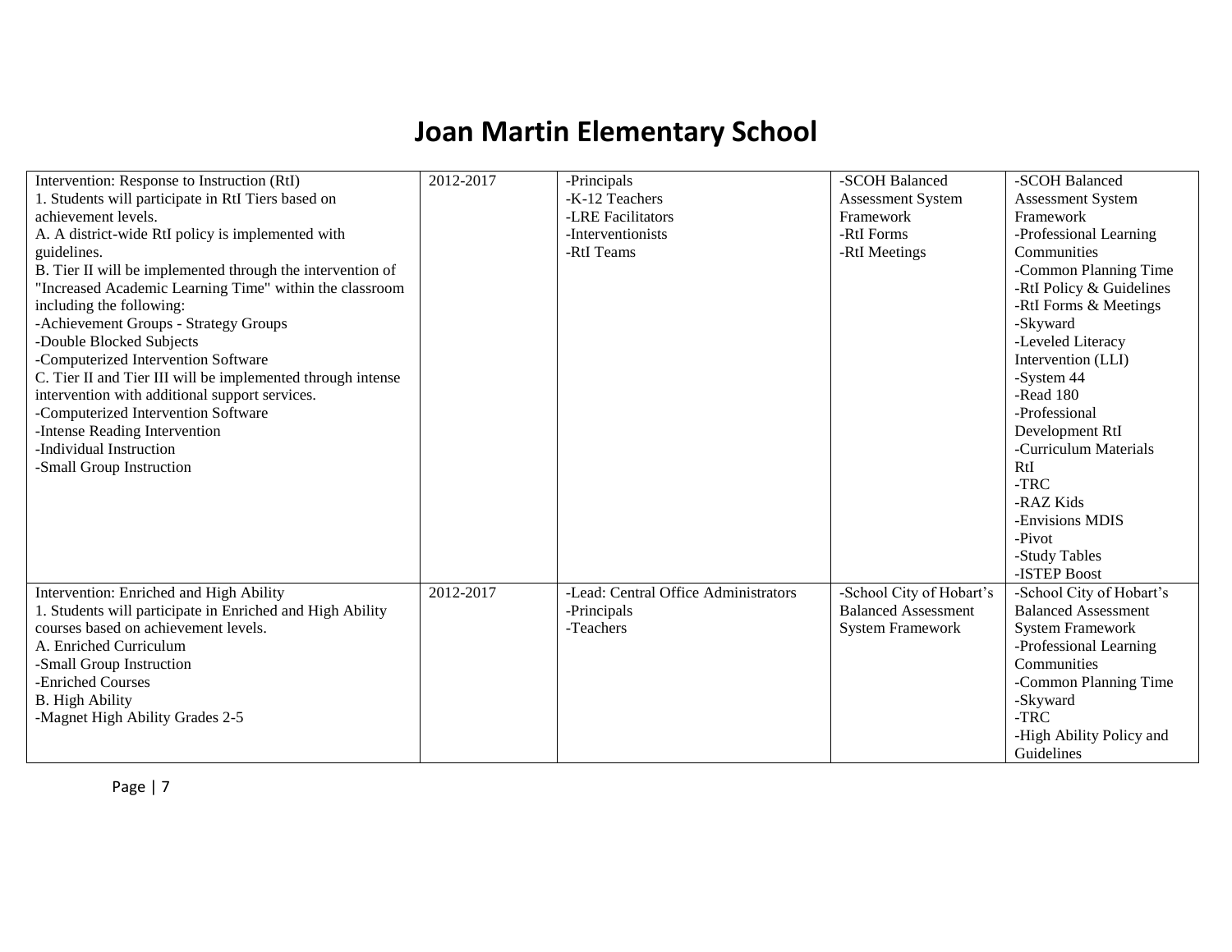# Joan Martin Elementary School

| | | | | |
|---|---|---|---|---|
| Intervention: Response to Instruction (RtI)<br>1. Students will participate in RtI Tiers based on achievement levels.<br>A. A district-wide RtI policy is implemented with guidelines.<br>B. Tier II will be implemented through the intervention of "Increased Academic Learning Time" within the classroom including the following:<br>-Achievement Groups - Strategy Groups<br>-Double Blocked Subjects<br>-Computerized Intervention Software<br>C. Tier II and Tier III will be implemented through intense intervention with additional support services.<br>-Computerized Intervention Software<br>-Intense Reading Intervention<br>-Individual Instruction<br>-Small Group Instruction | 2012-2017 | -Principals<br>-K-12 Teachers<br>-LRE Facilitators<br>-Interventionists<br>-RtI Teams | -SCOH Balanced Assessment System Framework<br>-RtI Forms<br>-RtI Meetings | -SCOH Balanced Assessment System Framework<br>-Professional Learning Communities<br>-Common Planning Time<br>-RtI Policy & Guidelines<br>-RtI Forms & Meetings<br>-Skyward<br>-Leveled Literacy Intervention (LLI)<br>-System 44<br>-Read 180<br>-Professional Development RtI<br>-Curriculum Materials RtI<br>-TRC<br>-RAZ Kids<br>-Envisions MDIS<br>-Pivot<br>-Study Tables<br>-ISTEP Boost |
| Intervention: Enriched and High Ability<br>1. Students will participate in Enriched and High Ability courses based on achievement levels.<br>A. Enriched Curriculum<br>-Small Group Instruction<br>-Enriched Courses<br>B. High Ability<br>-Magnet High Ability Grades 2-5 | 2012-2017 | -Lead: Central Office Administrators<br>-Principals<br>-Teachers | -School City of Hobart's Balanced Assessment System Framework | -School City of Hobart's Balanced Assessment System Framework<br>-Professional Learning Communities<br>-Common Planning Time<br>-Skyward<br>-TRC<br>-High Ability Policy and Guidelines |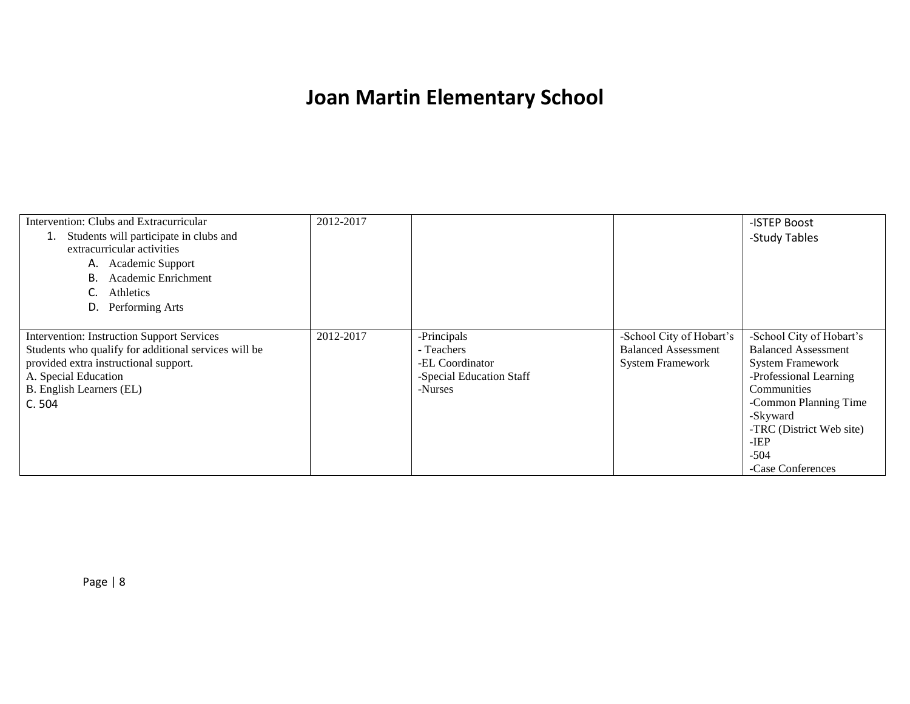# Joan Martin Elementary School

| | | | | |
|---|---|---|---|---|
| Intervention: Clubs and Extracurricular<br>1. Students will participate in clubs and extracurricular activities<br>A. Academic Support<br>B. Academic Enrichment<br>C. Athletics<br>D. Performing Arts | 2012-2017 | | | -ISTEP Boost<br>-Study Tables |
| Intervention: Instruction Support Services<br>Students who qualify for additional services will be provided extra instructional support.<br>A. Special Education<br>B. English Learners (EL)<br>C. 504 | 2012-2017 | -Principals<br>- Teachers<br>-EL Coordinator<br>-Special Education Staff<br>-Nurses | -School City of Hobart's Balanced Assessment System Framework | -School City of Hobart's Balanced Assessment System Framework<br>-Professional Learning Communities<br>-Common Planning Time<br>-Skyward<br>-TRC (District Web site)<br>-IEP<br>-504<br>-Case Conferences |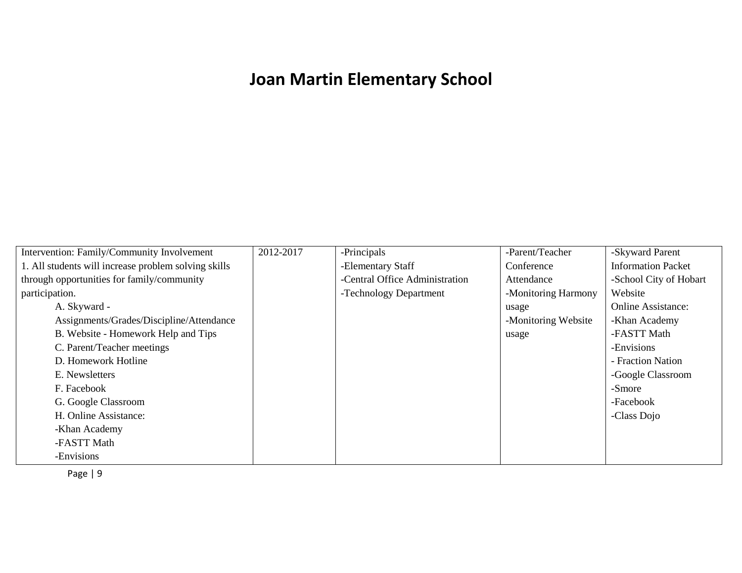# Joan Martin Elementary School

| Intervention: Family/Community Involvement<br>1. All students will increase problem solving skills through opportunities for family/community participation.<br>A. Skyward - Assignments/Grades/Discipline/Attendance<br>B. Website - Homework Help and Tips<br>C. Parent/Teacher meetings<br>D. Homework Hotline<br>E. Newsletters<br>F. Facebook<br>G. Google Classroom<br>H. Online Assistance:<br>-Khan Academy<br>-FASTT Math<br>-Envisions | 2012-2017 | -Principals<br>-Elementary Staff<br>-Central Office Administration<br>-Technology Department | -Parent/Teacher Conference Attendance<br>-Monitoring Harmony usage<br>-Monitoring Website usage | -Skyward Parent Information Packet<br>-School City of Hobart Website<br>Online Assistance:<br>-Khan Academy<br>-FASTT Math<br>-Envisions<br>- Fraction Nation<br>-Google Classroom<br>-Smore<br>-Facebook<br>-Class Dojo |
|---|---|---|---|---|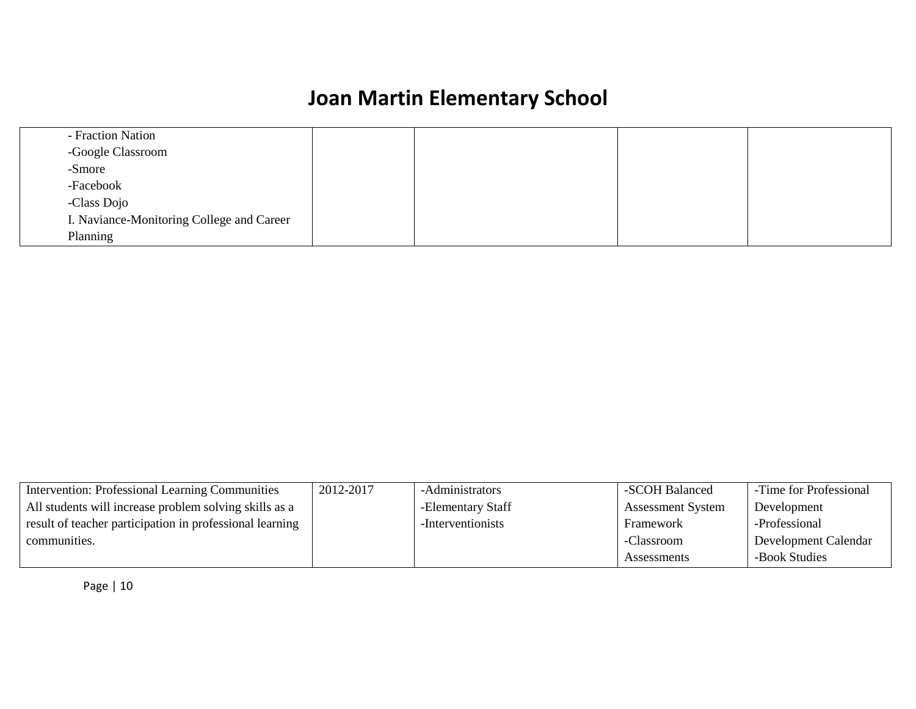# Joan Martin Elementary School

| | | | | |
|---|---|---|---|---|
| - Fraction Nation<br>-Google Classroom<br>-Smore<br>-Facebook<br>-Class Dojo<br>I. Naviance-Monitoring College and Career Planning | | | | |

| | | | | |
|---|---|---|---|---|
| Intervention: Professional Learning Communities<br>All students will increase problem solving skills as a result of teacher participation in professional learning communities. | 2012-2017 | -Administrators<br>-Elementary Staff<br>-Interventionists | -SCOH Balanced Assessment System Framework<br>-Classroom Assessments | -Time for Professional Development<br>-Professional Development Calendar<br>-Book Studies |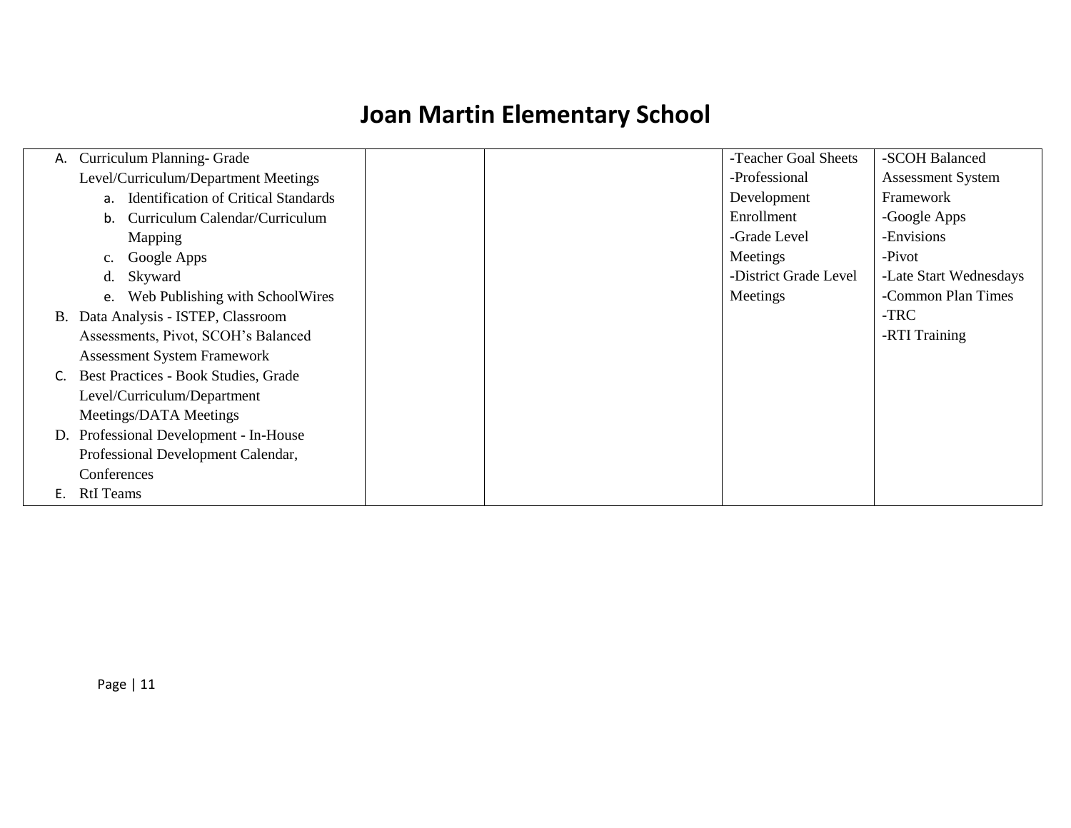# Joan Martin Elementary School

| | | | | |
|---|---|---|---|---|
| A. Curriculum Planning- Grade Level/Curriculum/Department Meetings<br>a. Identification of Critical Standards<br>b. Curriculum Calendar/Curriculum Mapping<br>c. Google Apps<br>d. Skyward<br>e. Web Publishing with SchoolWires<br>B. Data Analysis - ISTEP, Classroom Assessments, Pivot, SCOH's Balanced Assessment System Framework<br>C. Best Practices - Book Studies, Grade Level/Curriculum/Department Meetings/DATA Meetings<br>D. Professional Development - In-House Professional Development Calendar, Conferences<br>E. RtI Teams | | | -Teacher Goal Sheets<br>-Professional Development Enrollment<br>-Grade Level Meetings<br>-District Grade Level Meetings | -SCOH Balanced Assessment System Framework<br>-Google Apps<br>-Envisions<br>-Pivot<br>-Late Start Wednesdays<br>-Common Plan Times<br>-TRC<br>-RTI Training |